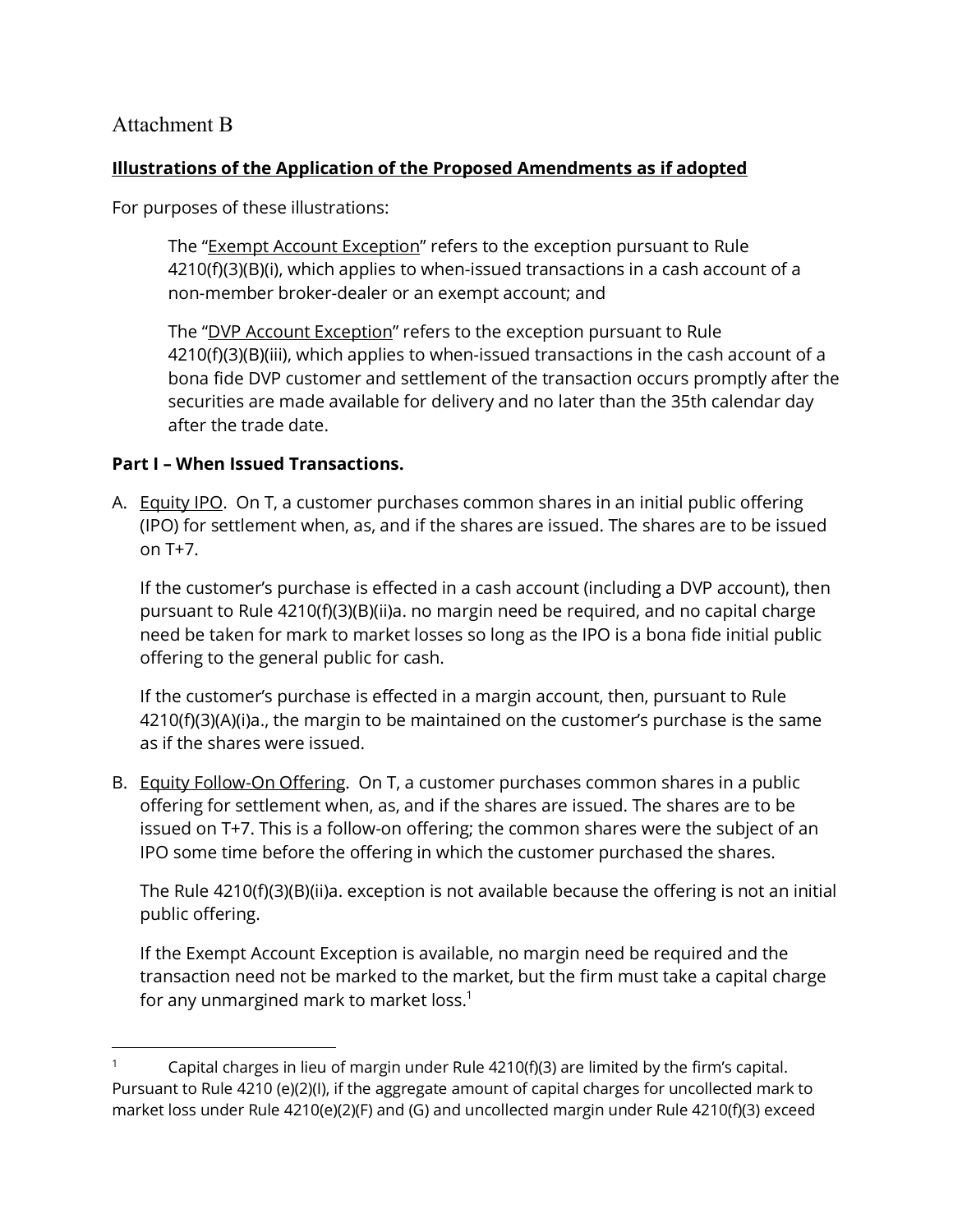# Attachment B

**Illustrations of the Application of the Proposed Amendments as if adopted**

For purposes of these illustrations:

> The "Exempt Account Exception" refers to the exception pursuant to Rule 4210(f)(3)(B)(i), which applies to when-issued transactions in a cash account of a non-member broker-dealer or an exempt account; and
>
> The "DVP Account Exception" refers to the exception pursuant to Rule 4210(f)(3)(B)(iii), which applies to when-issued transactions in the cash account of a bona fide DVP customer and settlement of the transaction occurs promptly after the securities are made available for delivery and no later than the 35th calendar day after the trade date.

**Part I – When Issued Transactions.**

A. Equity IPO. On T, a customer purchases common shares in an initial public offering (IPO) for settlement when, as, and if the shares are issued. The shares are to be issued on T+7.

   If the customer's purchase is effected in a cash account (including a DVP account), then pursuant to Rule 4210(f)(3)(B)(ii)a. no margin need be required, and no capital charge need be taken for mark to market losses so long as the IPO is a bona fide initial public offering to the general public for cash.

   If the customer's purchase is effected in a margin account, then, pursuant to Rule 4210(f)(3)(A)(i)a., the margin to be maintained on the customer's purchase is the same as if the shares were issued.

B. Equity Follow-On Offering. On T, a customer purchases common shares in a public offering for settlement when, as, and if the shares are issued. The shares are to be issued on T+7. This is a follow-on offering; the common shares were the subject of an IPO some time before the offering in which the customer purchased the shares.

   The Rule 4210(f)(3)(B)(ii)a. exception is not available because the offering is not an initial public offering.

   If the Exempt Account Exception is available, no margin need be required and the transaction need not be marked to the market, but the firm must take a capital charge for any unmargined mark to market loss.[1]

---

[1] Capital charges in lieu of margin under Rule 4210(f)(3) are limited by the firm's capital. Pursuant to Rule 4210 (e)(2)(I), if the aggregate amount of capital charges for uncollected mark to market loss under Rule 4210(e)(2)(F) and (G) and uncollected margin under Rule 4210(f)(3) exceed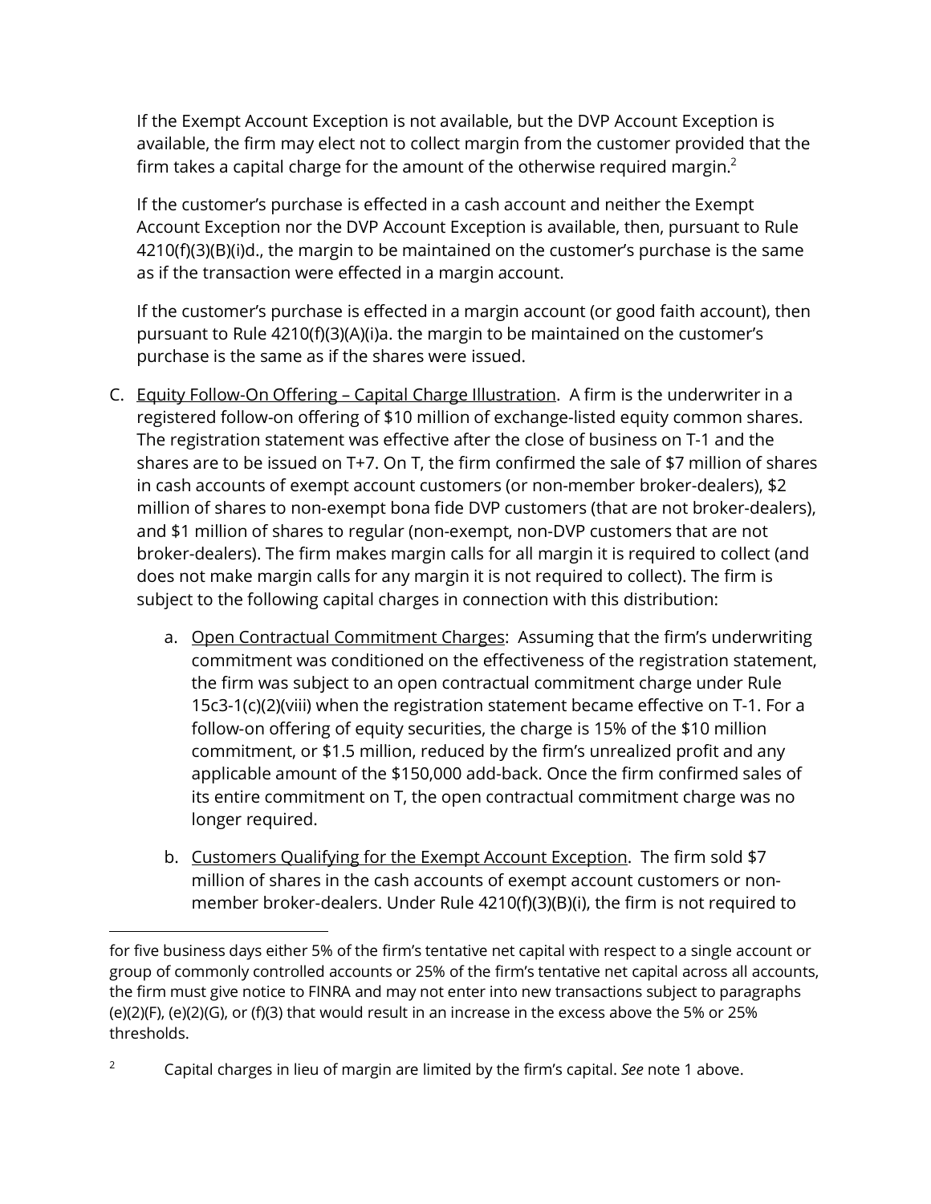If the Exempt Account Exception is not available, but the DVP Account Exception is available, the firm may elect not to collect margin from the customer provided that the firm takes a capital charge for the amount of the otherwise required margin.[2]

If the customer's purchase is effected in a cash account and neither the Exempt Account Exception nor the DVP Account Exception is available, then, pursuant to Rule 4210(f)(3)(B)(i)d., the margin to be maintained on the customer's purchase is the same as if the transaction were effected in a margin account.

If the customer's purchase is effected in a margin account (or good faith account), then pursuant to Rule 4210(f)(3)(A)(i)a. the margin to be maintained on the customer's purchase is the same as if the shares were issued.

C. Equity Follow-On Offering – Capital Charge Illustration. A firm is the underwriter in a registered follow-on offering of $10 million of exchange-listed equity common shares. The registration statement was effective after the close of business on T-1 and the shares are to be issued on T+7. On T, the firm confirmed the sale of $7 million of shares in cash accounts of exempt account customers (or non-member broker-dealers), $2 million of shares to non-exempt bona fide DVP customers (that are not broker-dealers), and $1 million of shares to regular (non-exempt, non-DVP customers that are not broker-dealers). The firm makes margin calls for all margin it is required to collect (and does not make margin calls for any margin it is not required to collect). The firm is subject to the following capital charges in connection with this distribution:

   a. Open Contractual Commitment Charges: Assuming that the firm's underwriting commitment was conditioned on the effectiveness of the registration statement, the firm was subject to an open contractual commitment charge under Rule 15c3-1(c)(2)(viii) when the registration statement became effective on T-1. For a follow-on offering of equity securities, the charge is 15% of the $10 million commitment, or $1.5 million, reduced by the firm's unrealized profit and any applicable amount of the $150,000 add-back. Once the firm confirmed sales of its entire commitment on T, the open contractual commitment charge was no longer required.

   b. Customers Qualifying for the Exempt Account Exception. The firm sold $7 million of shares in the cash accounts of exempt account customers or non-member broker-dealers. Under Rule 4210(f)(3)(B)(i), the firm is not required to

---

for five business days either 5% of the firm's tentative net capital with respect to a single account or group of commonly controlled accounts or 25% of the firm's tentative net capital across all accounts, the firm must give notice to FINRA and may not enter into new transactions subject to paragraphs (e)(2)(F), (e)(2)(G), or (f)(3) that would result in an increase in the excess above the 5% or 25% thresholds.

[2] Capital charges in lieu of margin are limited by the firm's capital. *See* note 1 above.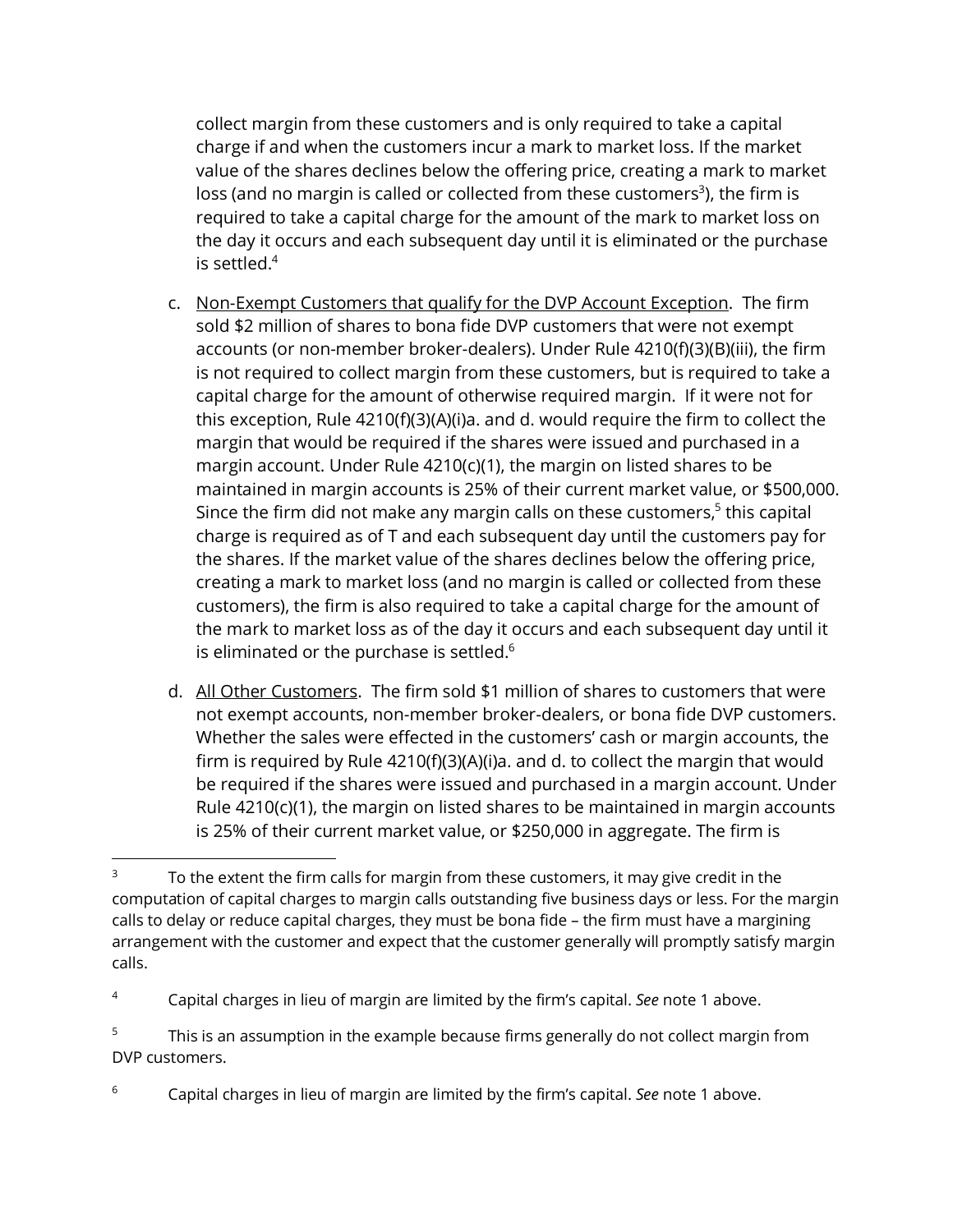collect margin from these customers and is only required to take a capital charge if and when the customers incur a mark to market loss. If the market value of the shares declines below the offering price, creating a mark to market loss (and no margin is called or collected from these customers[3]), the firm is required to take a capital charge for the amount of the mark to market loss on the day it occurs and each subsequent day until it is eliminated or the purchase is settled.[4]

c. <u>Non-Exempt Customers that qualify for the DVP Account Exception</u>. The firm sold $2 million of shares to bona fide DVP customers that were not exempt accounts (or non-member broker-dealers). Under Rule 4210(f)(3)(B)(iii), the firm is not required to collect margin from these customers, but is required to take a capital charge for the amount of otherwise required margin. If it were not for this exception, Rule 4210(f)(3)(A)(i)a. and d. would require the firm to collect the margin that would be required if the shares were issued and purchased in a margin account. Under Rule 4210(c)(1), the margin on listed shares to be maintained in margin accounts is 25% of their current market value, or $500,000. Since the firm did not make any margin calls on these customers,[5] this capital charge is required as of T and each subsequent day until the customers pay for the shares. If the market value of the shares declines below the offering price, creating a mark to market loss (and no margin is called or collected from these customers), the firm is also required to take a capital charge for the amount of the mark to market loss as of the day it occurs and each subsequent day until it is eliminated or the purchase is settled.[6]

d. <u>All Other Customers</u>. The firm sold $1 million of shares to customers that were not exempt accounts, non-member broker-dealers, or bona fide DVP customers. Whether the sales were effected in the customers' cash or margin accounts, the firm is required by Rule 4210(f)(3)(A)(i)a. and d. to collect the margin that would be required if the shares were issued and purchased in a margin account. Under Rule 4210(c)(1), the margin on listed shares to be maintained in margin accounts is 25% of their current market value, or $250,000 in aggregate. The firm is

---

[3] To the extent the firm calls for margin from these customers, it may give credit in the computation of capital charges to margin calls outstanding five business days or less. For the margin calls to delay or reduce capital charges, they must be bona fide – the firm must have a margining arrangement with the customer and expect that the customer generally will promptly satisfy margin calls.

[4] Capital charges in lieu of margin are limited by the firm's capital. *See* note 1 above.

[5] This is an assumption in the example because firms generally do not collect margin from DVP customers.

[6] Capital charges in lieu of margin are limited by the firm's capital. *See* note 1 above.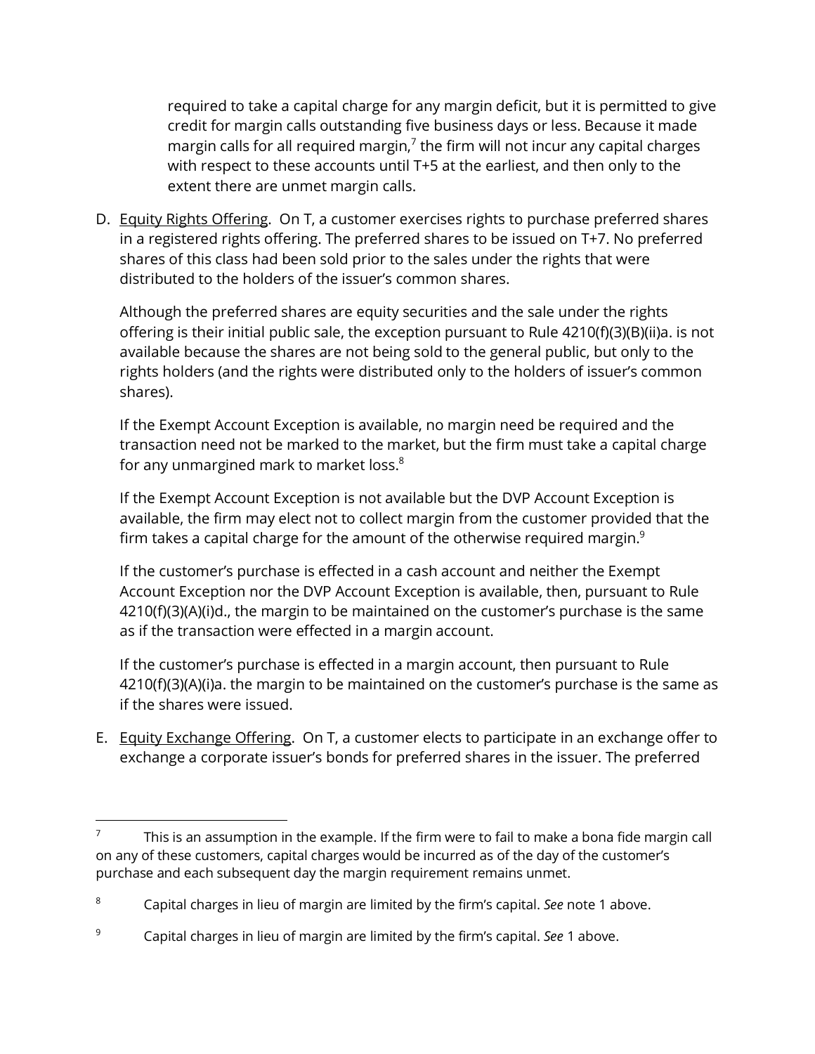required to take a capital charge for any margin deficit, but it is permitted to give credit for margin calls outstanding five business days or less. Because it made margin calls for all required margin,[7] the firm will not incur any capital charges with respect to these accounts until T+5 at the earliest, and then only to the extent there are unmet margin calls.

D. Equity Rights Offering. On T, a customer exercises rights to purchase preferred shares in a registered rights offering. The preferred shares to be issued on T+7. No preferred shares of this class had been sold prior to the sales under the rights that were distributed to the holders of the issuer's common shares.

   Although the preferred shares are equity securities and the sale under the rights offering is their initial public sale, the exception pursuant to Rule 4210(f)(3)(B)(ii)a. is not available because the shares are not being sold to the general public, but only to the rights holders (and the rights were distributed only to the holders of issuer's common shares).

   If the Exempt Account Exception is available, no margin need be required and the transaction need not be marked to the market, but the firm must take a capital charge for any unmargined mark to market loss.[8]

   If the Exempt Account Exception is not available but the DVP Account Exception is available, the firm may elect not to collect margin from the customer provided that the firm takes a capital charge for the amount of the otherwise required margin.[9]

   If the customer's purchase is effected in a cash account and neither the Exempt Account Exception nor the DVP Account Exception is available, then, pursuant to Rule 4210(f)(3)(A)(i)d., the margin to be maintained on the customer's purchase is the same as if the transaction were effected in a margin account.

   If the customer's purchase is effected in a margin account, then pursuant to Rule 4210(f)(3)(A)(i)a. the margin to be maintained on the customer's purchase is the same as if the shares were issued.

E. Equity Exchange Offering. On T, a customer elects to participate in an exchange offer to exchange a corporate issuer's bonds for preferred shares in the issuer. The preferred

---

[7] This is an assumption in the example. If the firm were to fail to make a bona fide margin call on any of these customers, capital charges would be incurred as of the day of the customer's purchase and each subsequent day the margin requirement remains unmet.

[8] Capital charges in lieu of margin are limited by the firm's capital. *See* note 1 above.

[9] Capital charges in lieu of margin are limited by the firm's capital. *See* 1 above.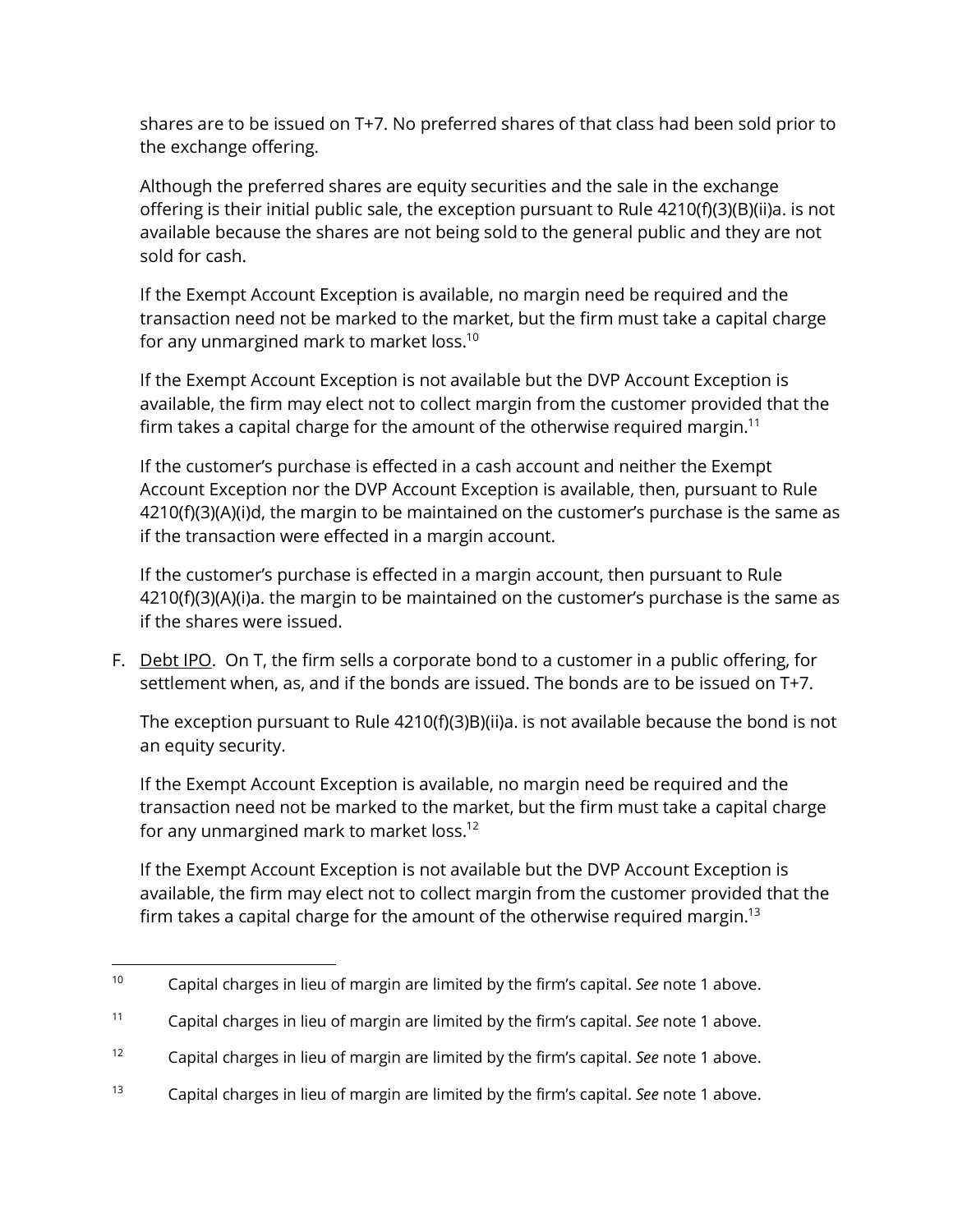shares are to be issued on T+7. No preferred shares of that class had been sold prior to the exchange offering.

Although the preferred shares are equity securities and the sale in the exchange offering is their initial public sale, the exception pursuant to Rule 4210(f)(3)(B)(ii)a. is not available because the shares are not being sold to the general public and they are not sold for cash.

If the Exempt Account Exception is available, no margin need be required and the transaction need not be marked to the market, but the firm must take a capital charge for any unmargined mark to market loss.[10]

If the Exempt Account Exception is not available but the DVP Account Exception is available, the firm may elect not to collect margin from the customer provided that the firm takes a capital charge for the amount of the otherwise required margin.[11]

If the customer's purchase is effected in a cash account and neither the Exempt Account Exception nor the DVP Account Exception is available, then, pursuant to Rule 4210(f)(3)(A)(i)d, the margin to be maintained on the customer's purchase is the same as if the transaction were effected in a margin account.

If the customer's purchase is effected in a margin account, then pursuant to Rule 4210(f)(3)(A)(i)a. the margin to be maintained on the customer's purchase is the same as if the shares were issued.

F. Debt IPO. On T, the firm sells a corporate bond to a customer in a public offering, for settlement when, as, and if the bonds are issued. The bonds are to be issued on T+7.

The exception pursuant to Rule 4210(f)(3)B)(ii)a. is not available because the bond is not an equity security.

If the Exempt Account Exception is available, no margin need be required and the transaction need not be marked to the market, but the firm must take a capital charge for any unmargined mark to market loss.[12]

If the Exempt Account Exception is not available but the DVP Account Exception is available, the firm may elect not to collect margin from the customer provided that the firm takes a capital charge for the amount of the otherwise required margin.[13]

---

[10] Capital charges in lieu of margin are limited by the firm's capital. *See* note 1 above.

[11] Capital charges in lieu of margin are limited by the firm's capital. *See* note 1 above.

[12] Capital charges in lieu of margin are limited by the firm's capital. *See* note 1 above.

[13] Capital charges in lieu of margin are limited by the firm's capital. *See* note 1 above.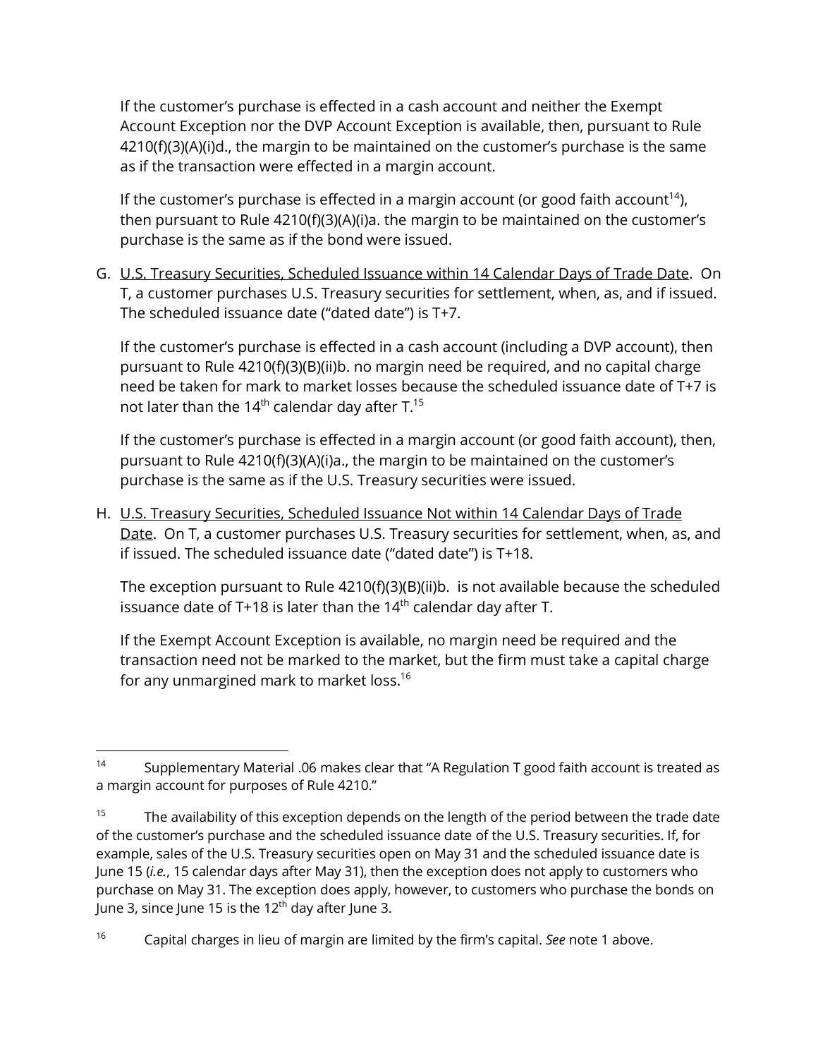If the customer's purchase is effected in a cash account and neither the Exempt Account Exception nor the DVP Account Exception is available, then, pursuant to Rule 4210(f)(3)(A)(i)d., the margin to be maintained on the customer's purchase is the same as if the transaction were effected in a margin account.

If the customer's purchase is effected in a margin account (or good faith account[14]), then pursuant to Rule 4210(f)(3)(A)(i)a. the margin to be maintained on the customer's purchase is the same as if the bond were issued.

G. U.S. Treasury Securities, Scheduled Issuance within 14 Calendar Days of Trade Date. On T, a customer purchases U.S. Treasury securities for settlement, when, as, and if issued. The scheduled issuance date ("dated date") is T+7.

If the customer's purchase is effected in a cash account (including a DVP account), then pursuant to Rule 4210(f)(3)(B)(ii)b. no margin need be required, and no capital charge need be taken for mark to market losses because the scheduled issuance date of T+7 is not later than the 14th calendar day after T.[15]

If the customer's purchase is effected in a margin account (or good faith account), then, pursuant to Rule 4210(f)(3)(A)(i)a., the margin to be maintained on the customer's purchase is the same as if the U.S. Treasury securities were issued.

H. U.S. Treasury Securities, Scheduled Issuance Not within 14 Calendar Days of Trade Date. On T, a customer purchases U.S. Treasury securities for settlement, when, as, and if issued. The scheduled issuance date ("dated date") is T+18.

The exception pursuant to Rule 4210(f)(3)(B)(ii)b. is not available because the scheduled issuance date of T+18 is later than the 14th calendar day after T.

If the Exempt Account Exception is available, no margin need be required and the transaction need not be marked to the market, but the firm must take a capital charge for any unmargined mark to market loss.[16]

---

[14] Supplementary Material .06 makes clear that "A Regulation T good faith account is treated as a margin account for purposes of Rule 4210."

[15] The availability of this exception depends on the length of the period between the trade date of the customer's purchase and the scheduled issuance date of the U.S. Treasury securities. If, for example, sales of the U.S. Treasury securities open on May 31 and the scheduled issuance date is June 15 (*i.e.*, 15 calendar days after May 31), then the exception does not apply to customers who purchase on May 31. The exception does apply, however, to customers who purchase the bonds on June 3, since June 15 is the 12th day after June 3.

[16] Capital charges in lieu of margin are limited by the firm's capital. *See* note 1 above.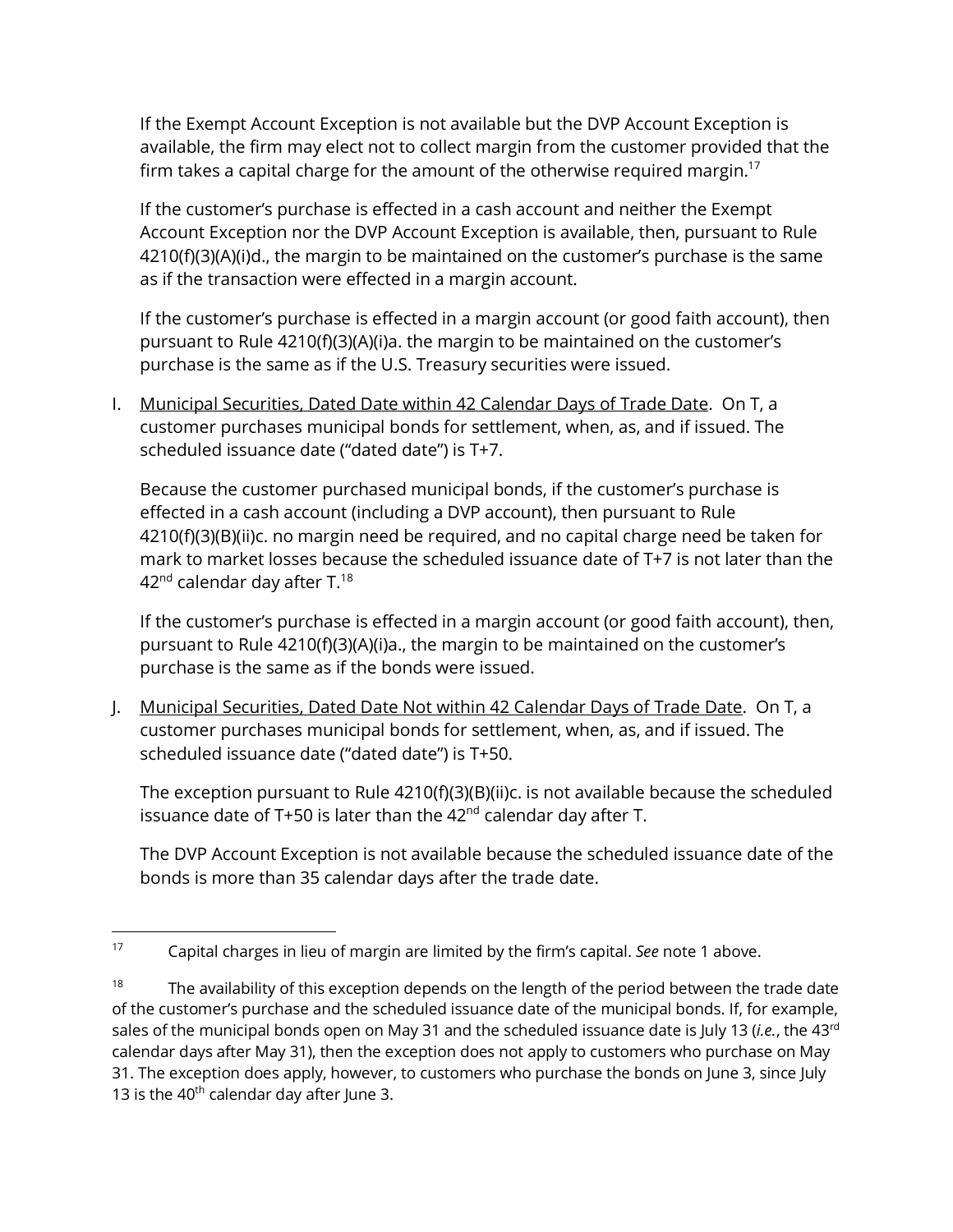If the Exempt Account Exception is not available but the DVP Account Exception is available, the firm may elect not to collect margin from the customer provided that the firm takes a capital charge for the amount of the otherwise required margin.[17]

If the customer's purchase is effected in a cash account and neither the Exempt Account Exception nor the DVP Account Exception is available, then, pursuant to Rule 4210(f)(3)(A)(i)d., the margin to be maintained on the customer's purchase is the same as if the transaction were effected in a margin account.

If the customer's purchase is effected in a margin account (or good faith account), then pursuant to Rule 4210(f)(3)(A)(i)a. the margin to be maintained on the customer's purchase is the same as if the U.S. Treasury securities were issued.

I. Municipal Securities, Dated Date within 42 Calendar Days of Trade Date. On T, a customer purchases municipal bonds for settlement, when, as, and if issued. The scheduled issuance date ("dated date") is T+7.

Because the customer purchased municipal bonds, if the customer's purchase is effected in a cash account (including a DVP account), then pursuant to Rule 4210(f)(3)(B)(ii)c. no margin need be required, and no capital charge need be taken for mark to market losses because the scheduled issuance date of T+7 is not later than the 42nd calendar day after T.[18]

If the customer's purchase is effected in a margin account (or good faith account), then, pursuant to Rule 4210(f)(3)(A)(i)a., the margin to be maintained on the customer's purchase is the same as if the bonds were issued.

J. Municipal Securities, Dated Date Not within 42 Calendar Days of Trade Date. On T, a customer purchases municipal bonds for settlement, when, as, and if issued. The scheduled issuance date ("dated date") is T+50.

The exception pursuant to Rule 4210(f)(3)(B)(ii)c. is not available because the scheduled issuance date of T+50 is later than the 42nd calendar day after T.

The DVP Account Exception is not available because the scheduled issuance date of the bonds is more than 35 calendar days after the trade date.

---

[17] Capital charges in lieu of margin are limited by the firm's capital. *See* note 1 above.

[18] The availability of this exception depends on the length of the period between the trade date of the customer's purchase and the scheduled issuance date of the municipal bonds. If, for example, sales of the municipal bonds open on May 31 and the scheduled issuance date is July 13 (*i.e.*, the 43rd calendar days after May 31), then the exception does not apply to customers who purchase on May 31. The exception does apply, however, to customers who purchase the bonds on June 3, since July 13 is the 40th calendar day after June 3.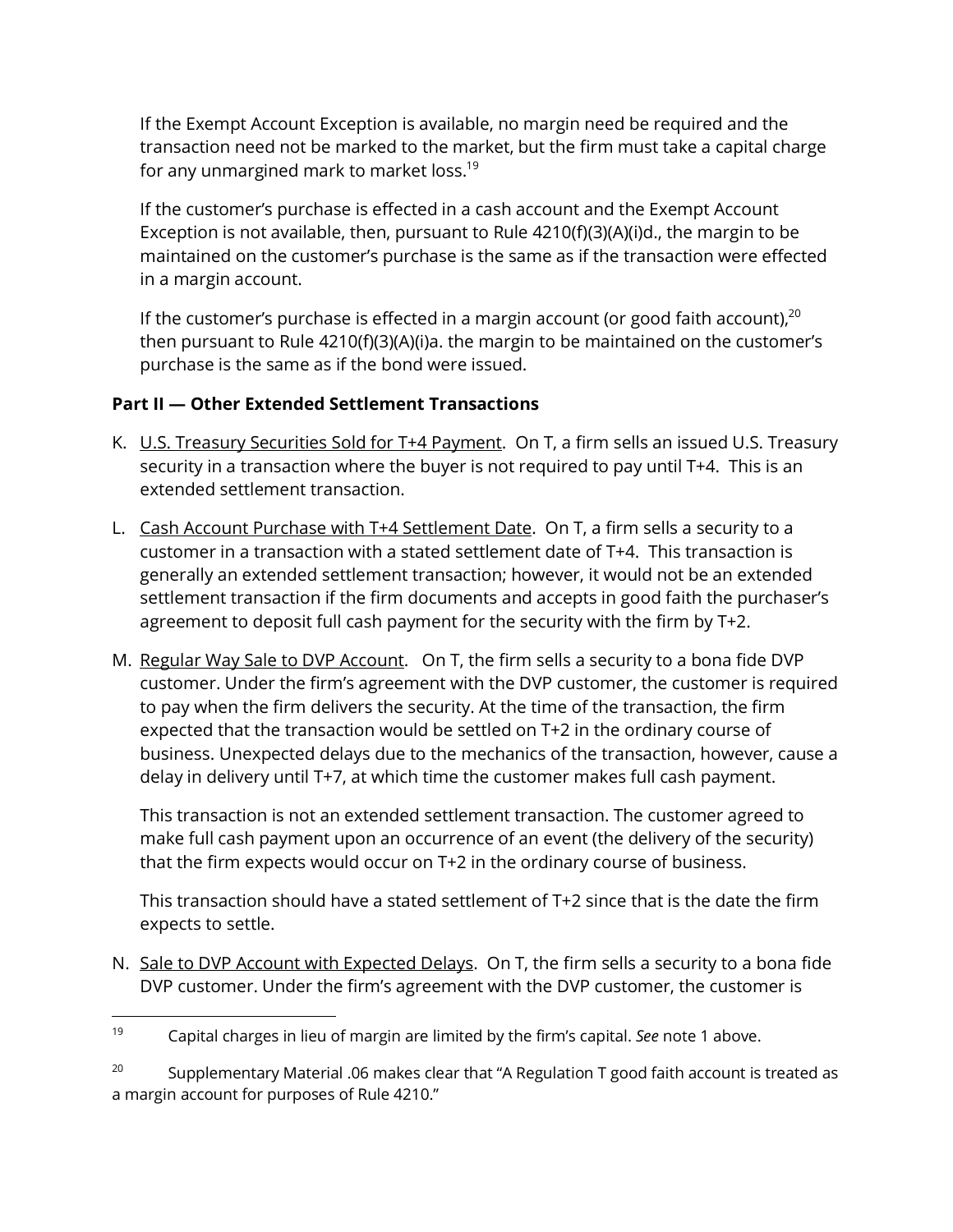If the Exempt Account Exception is available, no margin need be required and the transaction need not be marked to the market, but the firm must take a capital charge for any unmargined mark to market loss.[19]

If the customer's purchase is effected in a cash account and the Exempt Account Exception is not available, then, pursuant to Rule 4210(f)(3)(A)(i)d., the margin to be maintained on the customer's purchase is the same as if the transaction were effected in a margin account.

If the customer's purchase is effected in a margin account (or good faith account),[20] then pursuant to Rule 4210(f)(3)(A)(i)a. the margin to be maintained on the customer's purchase is the same as if the bond were issued.

**Part II — Other Extended Settlement Transactions**

K. U.S. Treasury Securities Sold for T+4 Payment. On T, a firm sells an issued U.S. Treasury security in a transaction where the buyer is not required to pay until T+4. This is an extended settlement transaction.

L. Cash Account Purchase with T+4 Settlement Date. On T, a firm sells a security to a customer in a transaction with a stated settlement date of T+4. This transaction is generally an extended settlement transaction; however, it would not be an extended settlement transaction if the firm documents and accepts in good faith the purchaser's agreement to deposit full cash payment for the security with the firm by T+2.

M. Regular Way Sale to DVP Account. On T, the firm sells a security to a bona fide DVP customer. Under the firm's agreement with the DVP customer, the customer is required to pay when the firm delivers the security. At the time of the transaction, the firm expected that the transaction would be settled on T+2 in the ordinary course of business. Unexpected delays due to the mechanics of the transaction, however, cause a delay in delivery until T+7, at which time the customer makes full cash payment.

   This transaction is not an extended settlement transaction. The customer agreed to make full cash payment upon an occurrence of an event (the delivery of the security) that the firm expects would occur on T+2 in the ordinary course of business.

   This transaction should have a stated settlement of T+2 since that is the date the firm expects to settle.

N. Sale to DVP Account with Expected Delays. On T, the firm sells a security to a bona fide DVP customer. Under the firm's agreement with the DVP customer, the customer is

---

[19] Capital charges in lieu of margin are limited by the firm's capital. *See* note 1 above.

[20] Supplementary Material .06 makes clear that "A Regulation T good faith account is treated as a margin account for purposes of Rule 4210."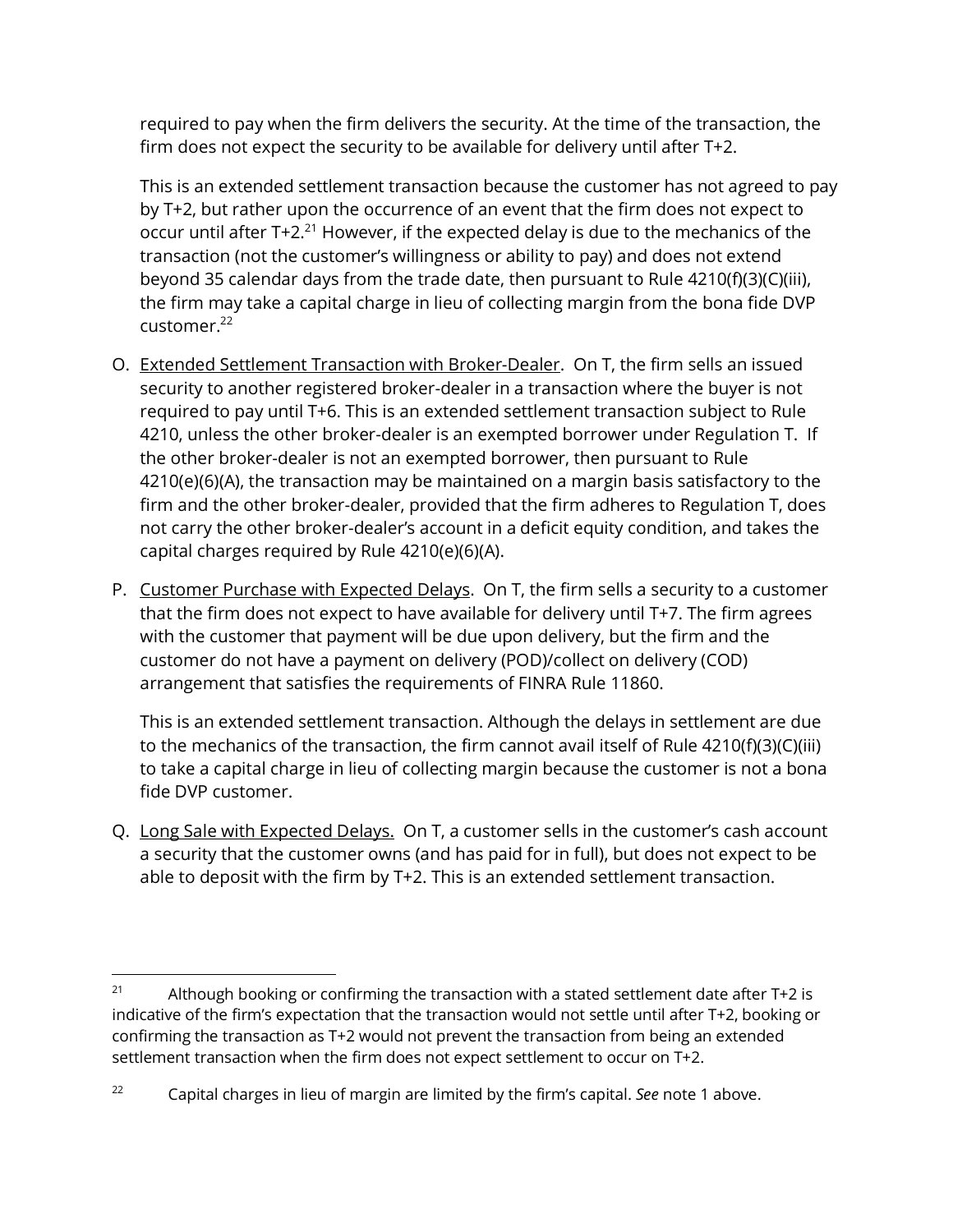required to pay when the firm delivers the security. At the time of the transaction, the firm does not expect the security to be available for delivery until after T+2.

This is an extended settlement transaction because the customer has not agreed to pay by T+2, but rather upon the occurrence of an event that the firm does not expect to occur until after T+2.[21] However, if the expected delay is due to the mechanics of the transaction (not the customer's willingness or ability to pay) and does not extend beyond 35 calendar days from the trade date, then pursuant to Rule 4210(f)(3)(C)(iii), the firm may take a capital charge in lieu of collecting margin from the bona fide DVP customer.[22]

O. <u>Extended Settlement Transaction with Broker-Dealer</u>. On T, the firm sells an issued security to another registered broker-dealer in a transaction where the buyer is not required to pay until T+6. This is an extended settlement transaction subject to Rule 4210, unless the other broker-dealer is an exempted borrower under Regulation T. If the other broker-dealer is not an exempted borrower, then pursuant to Rule 4210(e)(6)(A), the transaction may be maintained on a margin basis satisfactory to the firm and the other broker-dealer, provided that the firm adheres to Regulation T, does not carry the other broker-dealer's account in a deficit equity condition, and takes the capital charges required by Rule 4210(e)(6)(A).

P. <u>Customer Purchase with Expected Delays</u>. On T, the firm sells a security to a customer that the firm does not expect to have available for delivery until T+7. The firm agrees with the customer that payment will be due upon delivery, but the firm and the customer do not have a payment on delivery (POD)/collect on delivery (COD) arrangement that satisfies the requirements of FINRA Rule 11860.

This is an extended settlement transaction. Although the delays in settlement are due to the mechanics of the transaction, the firm cannot avail itself of Rule 4210(f)(3)(C)(iii) to take a capital charge in lieu of collecting margin because the customer is not a bona fide DVP customer.

Q. <u>Long Sale with Expected Delays.</u> On T, a customer sells in the customer's cash account a security that the customer owns (and has paid for in full), but does not expect to be able to deposit with the firm by T+2. This is an extended settlement transaction.

---

[21] Although booking or confirming the transaction with a stated settlement date after T+2 is indicative of the firm's expectation that the transaction would not settle until after T+2, booking or confirming the transaction as T+2 would not prevent the transaction from being an extended settlement transaction when the firm does not expect settlement to occur on T+2.

[22] Capital charges in lieu of margin are limited by the firm's capital. *See* note 1 above.